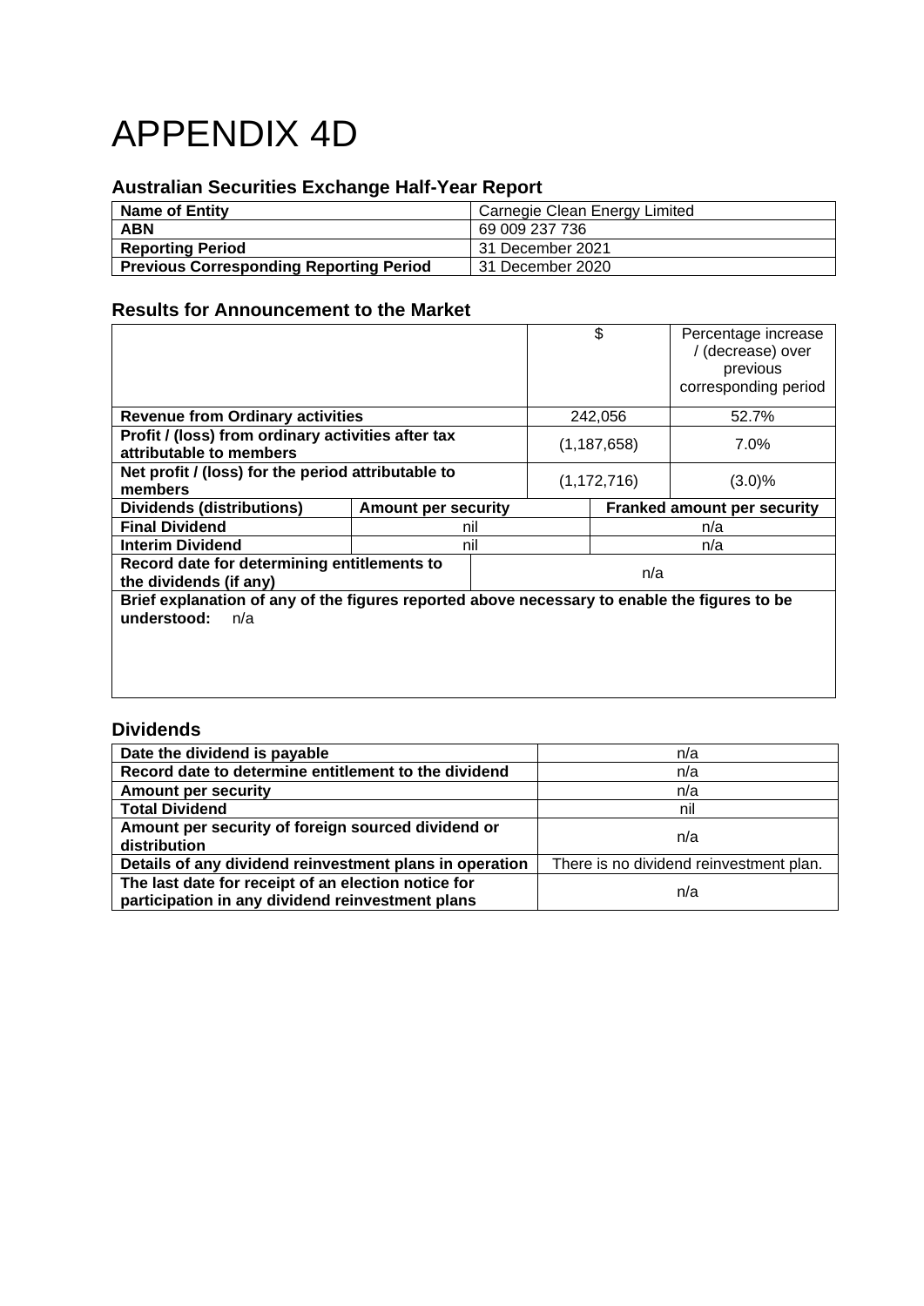# APPENDIX 4D

## Australian Securities Exchange Half-Year Report

| | |
|---|---|
| **Name of Entity** | Carnegie Clean Energy Limited |
| **ABN** | 69 009 237 736 |
| **Reporting Period** | 31 December 2021 |
| **Previous Corresponding Reporting Period** | 31 December 2020 |

## Results for Announcement to the Market

| | | $ | Percentage increase / (decrease) over previous corresponding period |
|---|---|---|---|
| **Revenue from Ordinary activities** | | 242,056 | 52.7% |
| **Profit / (loss) from ordinary activities after tax attributable to members** | | (1,187,658) | 7.0% |
| **Net profit / (loss) for the period attributable to members** | | (1,172,716) | (3.0)% |
| **Dividends (distributions)** | **Amount per security** | | **Franked amount per security** |
| **Final Dividend** | nil | | n/a |
| **Interim Dividend** | nil | | n/a |
| **Record date for determining entitlements to the dividends (if any)** | n/a | | |

**Brief explanation of any of the figures reported above necessary to enable the figures to be understood:** n/a

## Dividends

| | |
|---|---|
| **Date the dividend is payable** | n/a |
| **Record date to determine entitlement to the dividend** | n/a |
| **Amount per security** | n/a |
| **Total Dividend** | nil |
| **Amount per security of foreign sourced dividend or distribution** | n/a |
| **Details of any dividend reinvestment plans in operation** | There is no dividend reinvestment plan. |
| **The last date for receipt of an election notice for participation in any dividend reinvestment plans** | n/a |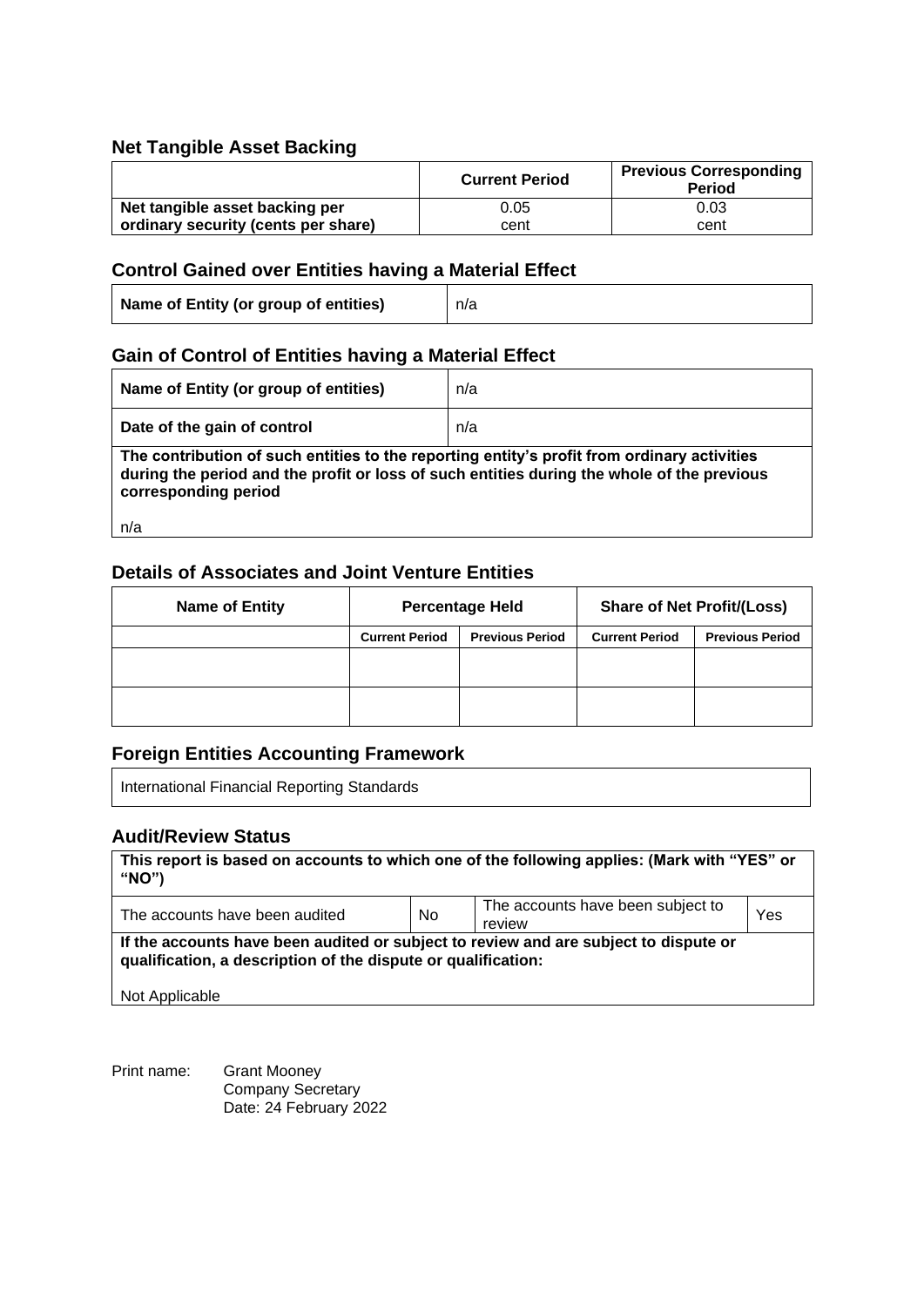## Net Tangible Asset Backing

| | Current Period | Previous Corresponding Period |
|---|---|---|
| **Net tangible asset backing per ordinary security (cents per share)** | 0.05 cent | 0.03 cent |

## Control Gained over Entities having a Material Effect

| | |
|---|---|
| **Name of Entity (or group of entities)** | n/a |

## Gain of Control of Entities having a Material Effect

| | |
|---|---|
| **Name of Entity (or group of entities)** | n/a |
| **Date of the gain of control** | n/a |

**The contribution of such entities to the reporting entity's profit from ordinary activities during the period and the profit or loss of such entities during the whole of the previous corresponding period**

n/a

## Details of Associates and Joint Venture Entities

| Name of Entity | Percentage Held | | Share of Net Profit/(Loss) | |
|---|---|---|---|---|
| | **Current Period** | **Previous Period** | **Current Period** | **Previous Period** |
| | | | | |
| | | | | |

## Foreign Entities Accounting Framework

International Financial Reporting Standards

## Audit/Review Status

**This report is based on accounts to which one of the following applies: (Mark with "YES" or "NO")**

| | | | |
|---|---|---|---|
| The accounts have been audited | No | The accounts have been subject to review | Yes |

**If the accounts have been audited or subject to review and are subject to dispute or qualification, a description of the dispute or qualification:**

Not Applicable

Print name: Grant Mooney
Company Secretary
Date: 24 February 2022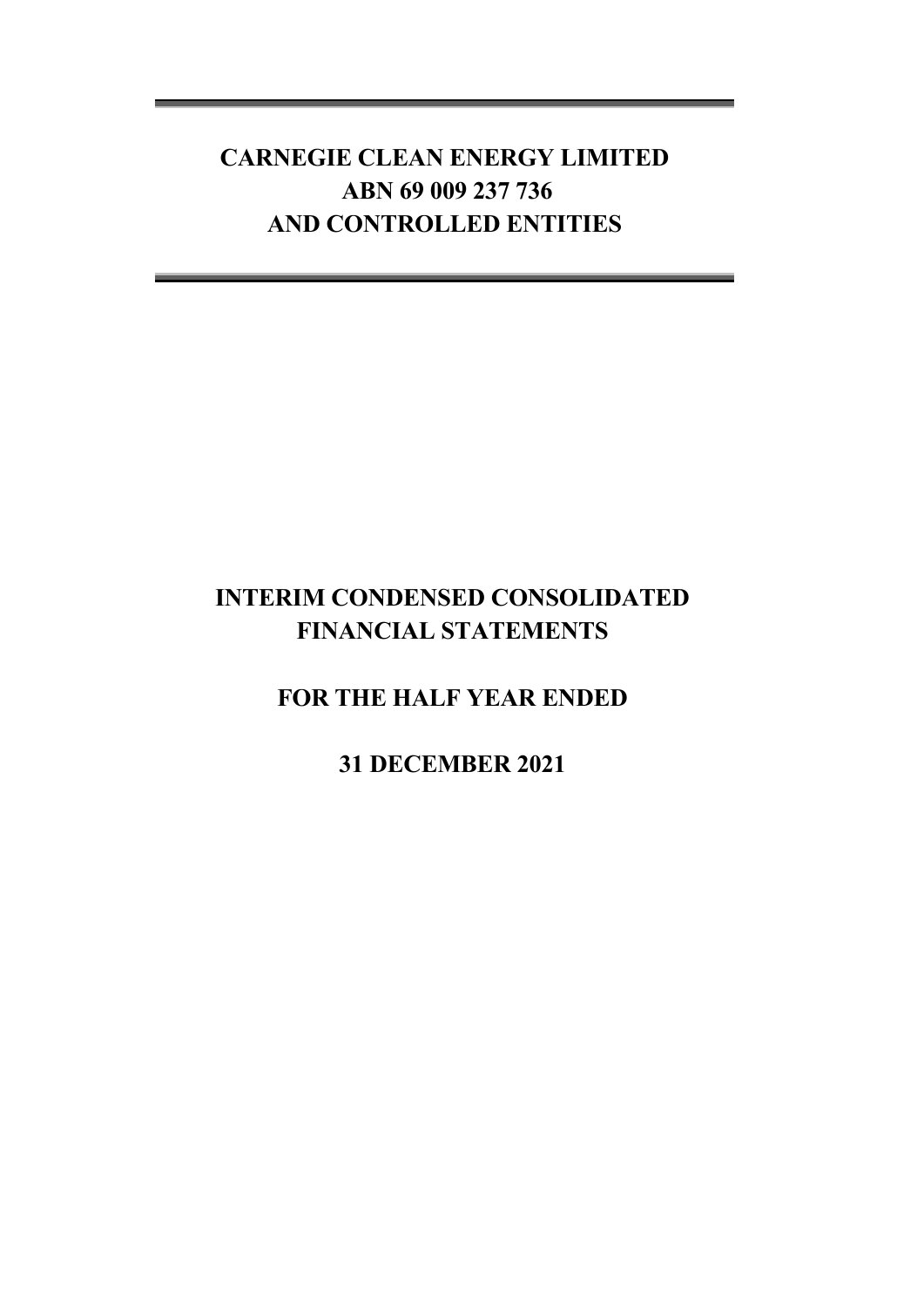# CARNEGIE CLEAN ENERGY LIMITED
# ABN 69 009 237 736
# AND CONTROLLED ENTITIES

# INTERIM CONDENSED CONSOLIDATED FINANCIAL STATEMENTS

## FOR THE HALF YEAR ENDED

## 31 DECEMBER 2021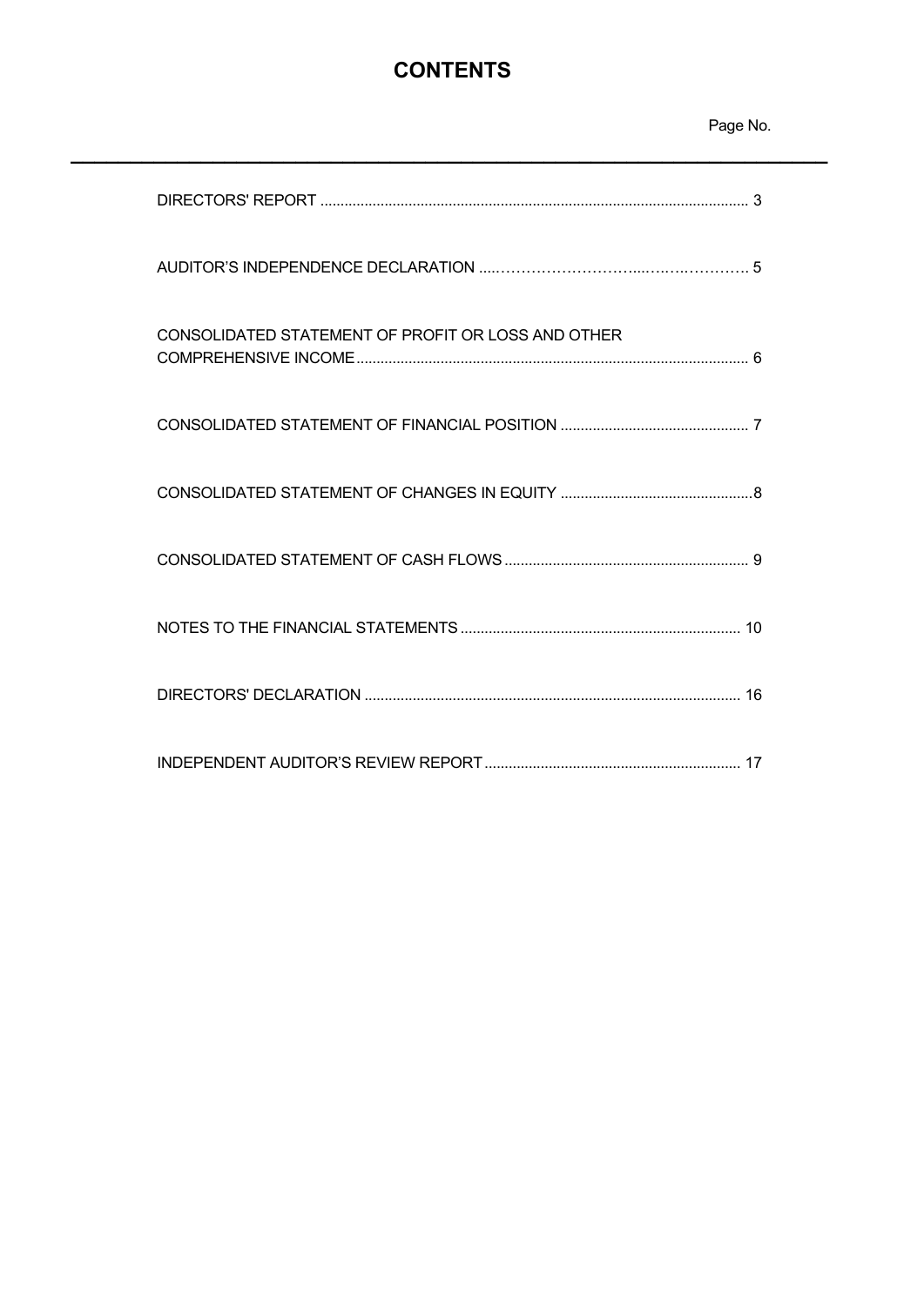# CONTENTS

| | Page No. |
|---|---|
| DIRECTORS' REPORT | 3 |
| AUDITOR'S INDEPENDENCE DECLARATION | 5 |
| CONSOLIDATED STATEMENT OF PROFIT OR LOSS AND OTHER COMPREHENSIVE INCOME | 6 |
| CONSOLIDATED STATEMENT OF FINANCIAL POSITION | 7 |
| CONSOLIDATED STATEMENT OF CHANGES IN EQUITY | 8 |
| CONSOLIDATED STATEMENT OF CASH FLOWS | 9 |
| NOTES TO THE FINANCIAL STATEMENTS | 10 |
| DIRECTORS' DECLARATION | 16 |
| INDEPENDENT AUDITOR'S REVIEW REPORT | 17 |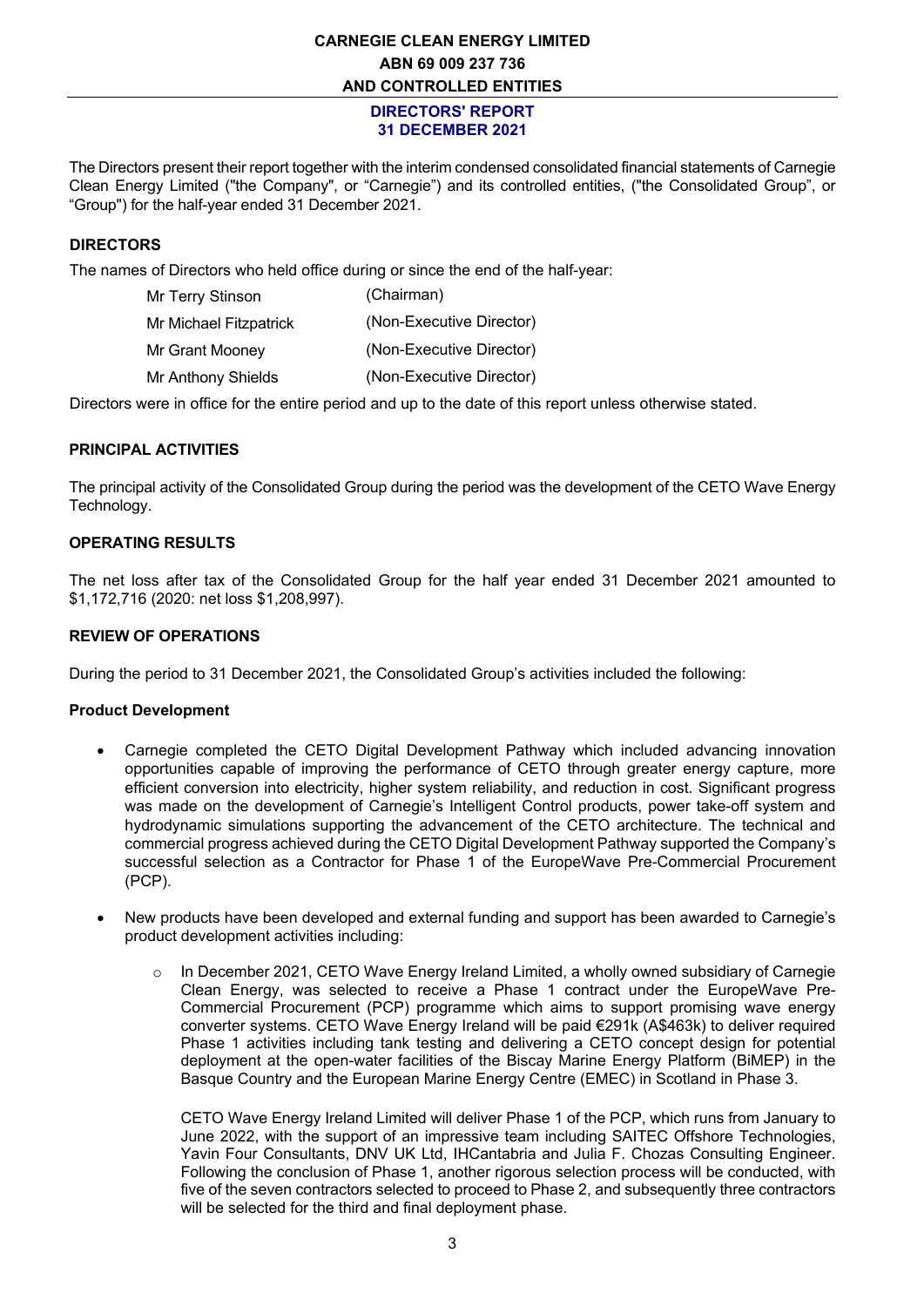# DIRECTORS' REPORT
## 31 DECEMBER 2021

The Directors present their report together with the interim condensed consolidated financial statements of Carnegie Clean Energy Limited ("the Company", or "Carnegie") and its controlled entities, ("the Consolidated Group", or "Group") for the half-year ended 31 December 2021.

### DIRECTORS

The names of Directors who held office during or since the end of the half-year:

| | |
|---|---|
| Mr Terry Stinson | (Chairman) |
| Mr Michael Fitzpatrick | (Non-Executive Director) |
| Mr Grant Mooney | (Non-Executive Director) |
| Mr Anthony Shields | (Non-Executive Director) |

Directors were in office for the entire period and up to the date of this report unless otherwise stated.

### PRINCIPAL ACTIVITIES

The principal activity of the Consolidated Group during the period was the development of the CETO Wave Energy Technology.

### OPERATING RESULTS

The net loss after tax of the Consolidated Group for the half year ended 31 December 2021 amounted to $1,172,716 (2020: net loss $1,208,997).

### REVIEW OF OPERATIONS

During the period to 31 December 2021, the Consolidated Group's activities included the following:

**Product Development**

- Carnegie completed the CETO Digital Development Pathway which included advancing innovation opportunities capable of improving the performance of CETO through greater energy capture, more efficient conversion into electricity, higher system reliability, and reduction in cost. Significant progress was made on the development of Carnegie's Intelligent Control products, power take-off system and hydrodynamic simulations supporting the advancement of the CETO architecture. The technical and commercial progress achieved during the CETO Digital Development Pathway supported the Company's successful selection as a Contractor for Phase 1 of the EuropeWave Pre-Commercial Procurement (PCP).

- New products have been developed and external funding and support has been awarded to Carnegie's product development activities including:

    - In December 2021, CETO Wave Energy Ireland Limited, a wholly owned subsidiary of Carnegie Clean Energy, was selected to receive a Phase 1 contract under the EuropeWave Pre-Commercial Procurement (PCP) programme which aims to support promising wave energy converter systems. CETO Wave Energy Ireland will be paid €291k (A$463k) to deliver required Phase 1 activities including tank testing and delivering a CETO concept design for potential deployment at the open-water facilities of the Biscay Marine Energy Platform (BiMEP) in the Basque Country and the European Marine Energy Centre (EMEC) in Scotland in Phase 3.

      CETO Wave Energy Ireland Limited will deliver Phase 1 of the PCP, which runs from January to June 2022, with the support of an impressive team including SAITEC Offshore Technologies, Yavin Four Consultants, DNV UK Ltd, IHCantabria and Julia F. Chozas Consulting Engineer. Following the conclusion of Phase 1, another rigorous selection process will be conducted, with five of the seven contractors selected to proceed to Phase 2, and subsequently three contractors will be selected for the third and final deployment phase.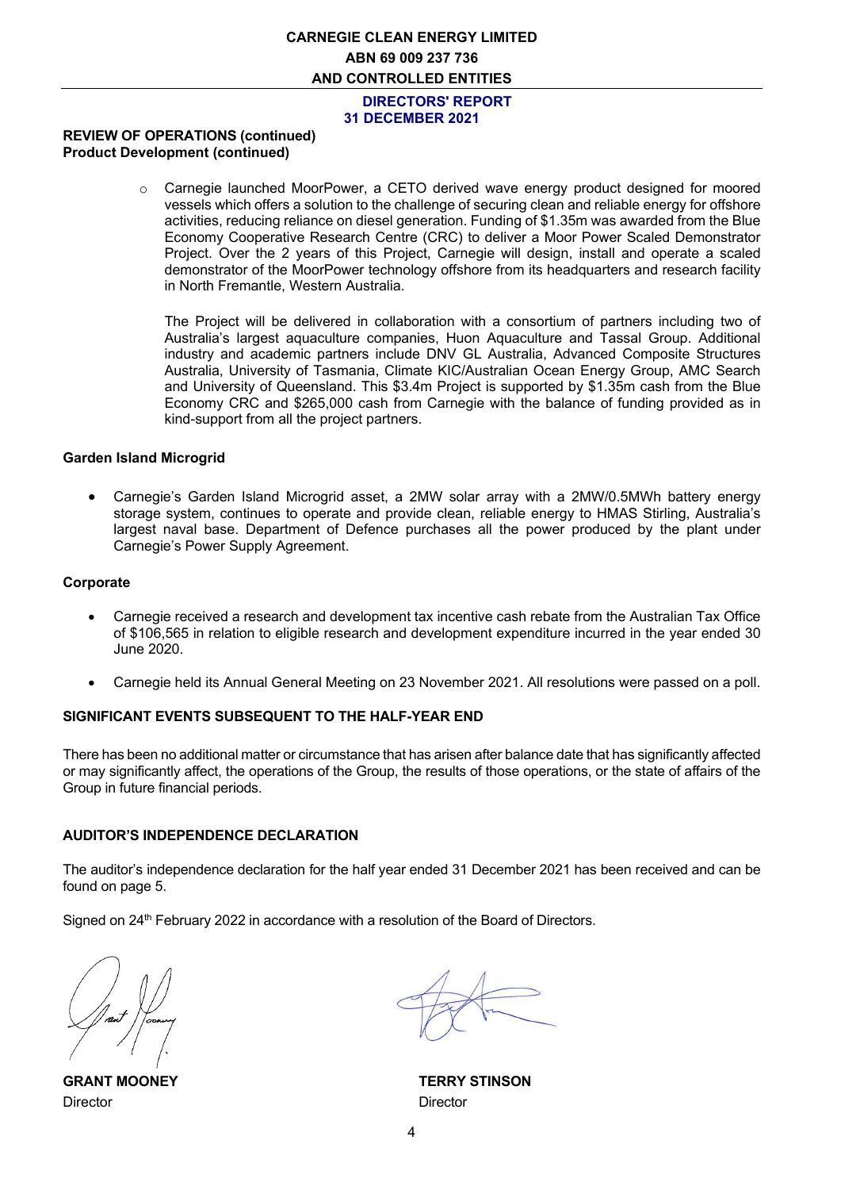**REVIEW OF OPERATIONS (continued)**
**Product Development (continued)**

- Carnegie launched MoorPower, a CETO derived wave energy product designed for moored vessels which offers a solution to the challenge of securing clean and reliable energy for offshore activities, reducing reliance on diesel generation. Funding of $1.35m was awarded from the Blue Economy Cooperative Research Centre (CRC) to deliver a Moor Power Scaled Demonstrator Project. Over the 2 years of this Project, Carnegie will design, install and operate a scaled demonstrator of the MoorPower technology offshore from its headquarters and research facility in North Fremantle, Western Australia.

  The Project will be delivered in collaboration with a consortium of partners including two of Australia's largest aquaculture companies, Huon Aquaculture and Tassal Group. Additional industry and academic partners include DNV GL Australia, Advanced Composite Structures Australia, University of Tasmania, Climate KIC/Australian Ocean Energy Group, AMC Search and University of Queensland. This $3.4m Project is supported by $1.35m cash from the Blue Economy CRC and $265,000 cash from Carnegie with the balance of funding provided as in kind-support from all the project partners.

**Garden Island Microgrid**

- Carnegie's Garden Island Microgrid asset, a 2MW solar array with a 2MW/0.5MWh battery energy storage system, continues to operate and provide clean, reliable energy to HMAS Stirling, Australia's largest naval base. Department of Defence purchases all the power produced by the plant under Carnegie's Power Supply Agreement.

**Corporate**

- Carnegie received a research and development tax incentive cash rebate from the Australian Tax Office of $106,565 in relation to eligible research and development expenditure incurred in the year ended 30 June 2020.
- Carnegie held its Annual General Meeting on 23 November 2021. All resolutions were passed on a poll.

## SIGNIFICANT EVENTS SUBSEQUENT TO THE HALF-YEAR END

There has been no additional matter or circumstance that has arisen after balance date that has significantly affected or may significantly affect, the operations of the Group, the results of those operations, or the state of affairs of the Group in future financial periods.

## AUDITOR'S INDEPENDENCE DECLARATION

The auditor's independence declaration for the half year ended 31 December 2021 has been received and can be found on page 5.

Signed on 24th February 2022 in accordance with a resolution of the Board of Directors.

**GRANT MOONEY**
Director

**TERRY STINSON**
Director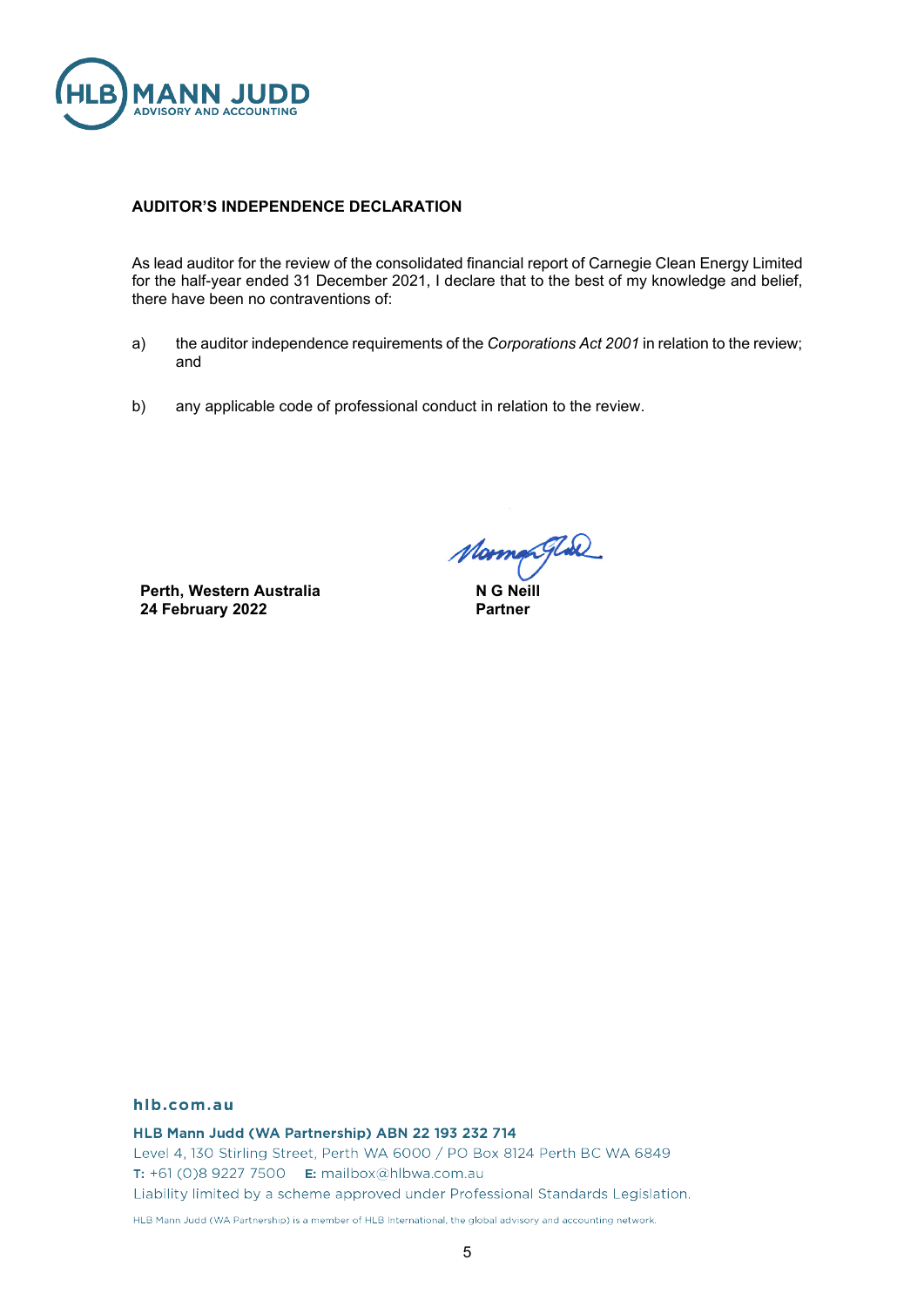**AUDITOR'S INDEPENDENCE DECLARATION**

As lead auditor for the review of the consolidated financial report of Carnegie Clean Energy Limited for the half-year ended 31 December 2021, I declare that to the best of my knowledge and belief, there have been no contraventions of:

a) the auditor independence requirements of the *Corporations Act 2001* in relation to the review; and

b) any applicable code of professional conduct in relation to the review.

**Perth, Western Australia**
**24 February 2022**

**N G Neill**
**Partner**

hlb.com.au

**HLB Mann Judd (WA Partnership) ABN 22 193 232 714**
Level 4, 130 Stirling Street, Perth WA 6000 / PO Box 8124 Perth BC WA 6849
**T:** +61 (0)8 9227 7500 **E:** mailbox@hlbwa.com.au
Liability limited by a scheme approved under Professional Standards Legislation.

HLB Mann Judd (WA Partnership) is a member of HLB International, the global advisory and accounting network.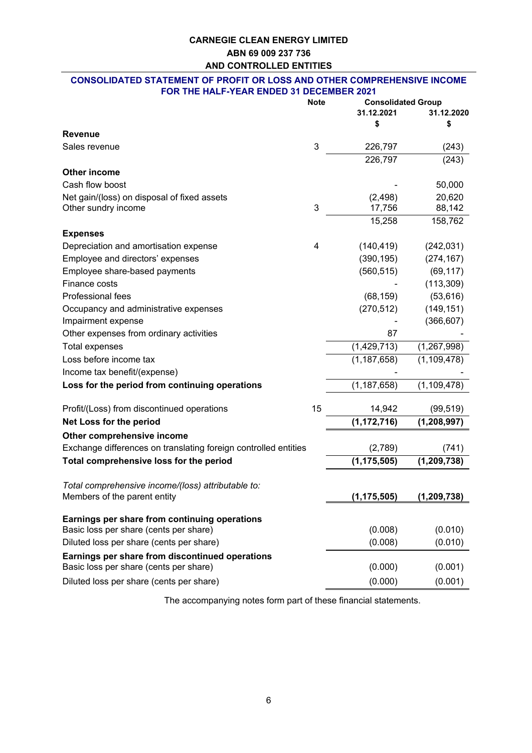**CARNEGIE CLEAN ENERGY LIMITED**

**ABN 69 009 237 736**

**AND CONTROLLED ENTITIES**

## CONSOLIDATED STATEMENT OF PROFIT OR LOSS AND OTHER COMPREHENSIVE INCOME FOR THE HALF-YEAR ENDED 31 DECEMBER 2021

| | Note | Consolidated Group 31.12.2021 $ | 31.12.2020 $ |
|---|---|---|---|
| **Revenue** | | | |
| Sales revenue | 3 | 226,797 | (243) |
| | | 226,797 | (243) |
| **Other income** | | | |
| Cash flow boost | | - | 50,000 |
| Net gain/(loss) on disposal of fixed assets | | (2,498) | 20,620 |
| Other sundry income | 3 | 17,756 | 88,142 |
| | | 15,258 | 158,762 |
| **Expenses** | | | |
| Depreciation and amortisation expense | 4 | (140,419) | (242,031) |
| Employee and directors' expenses | | (390,195) | (274,167) |
| Employee share-based payments | | (560,515) | (69,117) |
| Finance costs | | - | (113,309) |
| Professional fees | | (68,159) | (53,616) |
| Occupancy and administrative expenses | | (270,512) | (149,151) |
| Impairment expense | | - | (366,607) |
| Other expenses from ordinary activities | | 87 | - |
| Total expenses | | (1,429,713) | (1,267,998) |
| Loss before income tax | | (1,187,658) | (1,109,478) |
| Income tax benefit/(expense) | | - | - |
| **Loss for the period from continuing operations** | | (1,187,658) | (1,109,478) |
| Profit/(Loss) from discontinued operations | 15 | 14,942 | (99,519) |
| **Net Loss for the period** | | **(1,172,716)** | **(1,208,997)** |
| **Other comprehensive income** | | | |
| Exchange differences on translating foreign controlled entities | | (2,789) | (741) |
| **Total comprehensive loss for the period** | | **(1,175,505)** | **(1,209,738)** |
| *Total comprehensive income/(loss) attributable to:* | | | |
| Members of the parent entity | | **(1,175,505)** | **(1,209,738)** |
| **Earnings per share from continuing operations** | | | |
| Basic loss per share (cents per share) | | (0.008) | (0.010) |
| Diluted loss per share (cents per share) | | (0.008) | (0.010) |
| **Earnings per share from discontinued operations** | | | |
| Basic loss per share (cents per share) | | (0.000) | (0.001) |
| Diluted loss per share (cents per share) | | (0.000) | (0.001) |

The accompanying notes form part of these financial statements.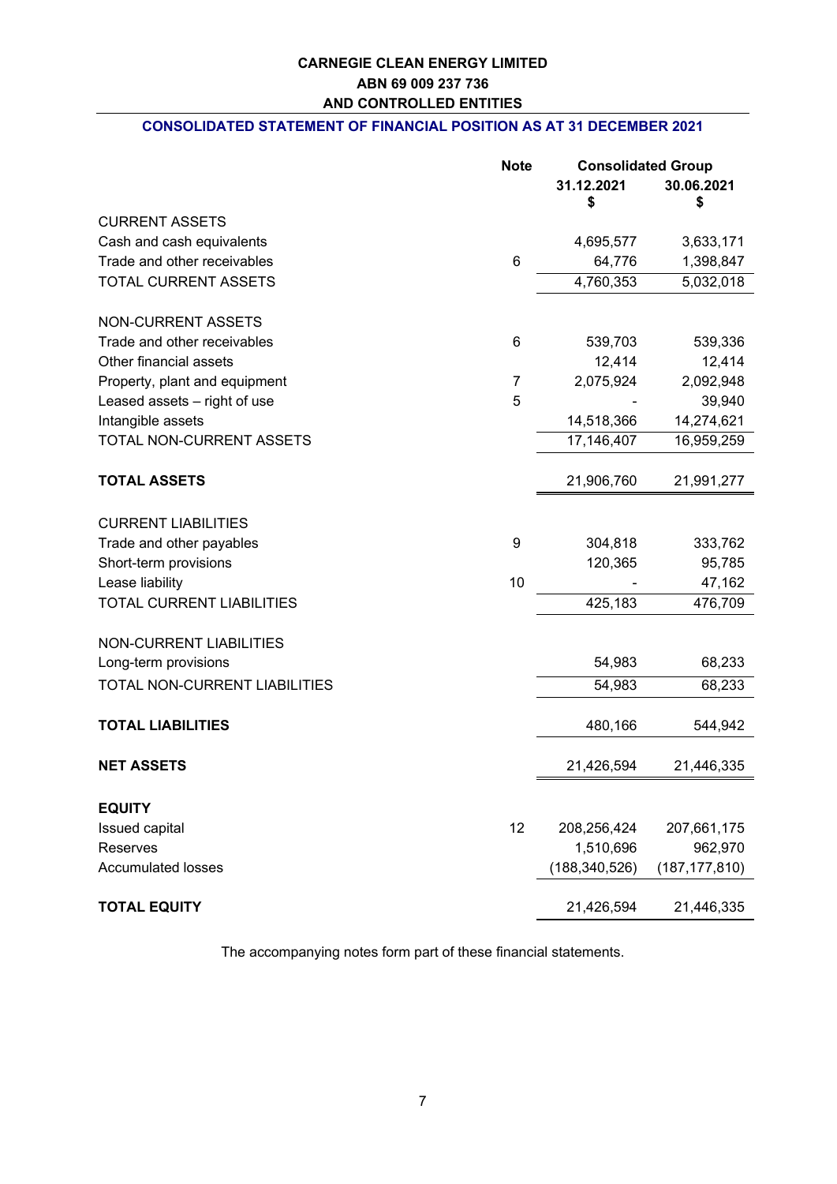**CARNEGIE CLEAN ENERGY LIMITED**
**ABN 69 009 237 736**
**AND CONTROLLED ENTITIES**

## CONSOLIDATED STATEMENT OF FINANCIAL POSITION AS AT 31 DECEMBER 2021

| | Note | Consolidated Group | |
|---|---|---|---|
| | | 31.12.2021 $ | 30.06.2021 $ |
| CURRENT ASSETS | | | |
| Cash and cash equivalents | | 4,695,577 | 3,633,171 |
| Trade and other receivables | 6 | 64,776 | 1,398,847 |
| TOTAL CURRENT ASSETS | | 4,760,353 | 5,032,018 |
| | | | |
| NON-CURRENT ASSETS | | | |
| Trade and other receivables | 6 | 539,703 | 539,336 |
| Other financial assets | | 12,414 | 12,414 |
| Property, plant and equipment | 7 | 2,075,924 | 2,092,948 |
| Leased assets – right of use | 5 | - | 39,940 |
| Intangible assets | | 14,518,366 | 14,274,621 |
| TOTAL NON-CURRENT ASSETS | | 17,146,407 | 16,959,259 |
| | | | |
| **TOTAL ASSETS** | | 21,906,760 | 21,991,277 |
| | | | |
| CURRENT LIABILITIES | | | |
| Trade and other payables | 9 | 304,818 | 333,762 |
| Short-term provisions | | 120,365 | 95,785 |
| Lease liability | 10 | - | 47,162 |
| TOTAL CURRENT LIABILITIES | | 425,183 | 476,709 |
| | | | |
| NON-CURRENT LIABILITIES | | | |
| Long-term provisions | | 54,983 | 68,233 |
| TOTAL NON-CURRENT LIABILITIES | | 54,983 | 68,233 |
| | | | |
| **TOTAL LIABILITIES** | | 480,166 | 544,942 |
| | | | |
| **NET ASSETS** | | 21,426,594 | 21,446,335 |
| | | | |
| **EQUITY** | | | |
| Issued capital | 12 | 208,256,424 | 207,661,175 |
| Reserves | | 1,510,696 | 962,970 |
| Accumulated losses | | (188,340,526) | (187,177,810) |
| | | | |
| **TOTAL EQUITY** | | 21,426,594 | 21,446,335 |

The accompanying notes form part of these financial statements.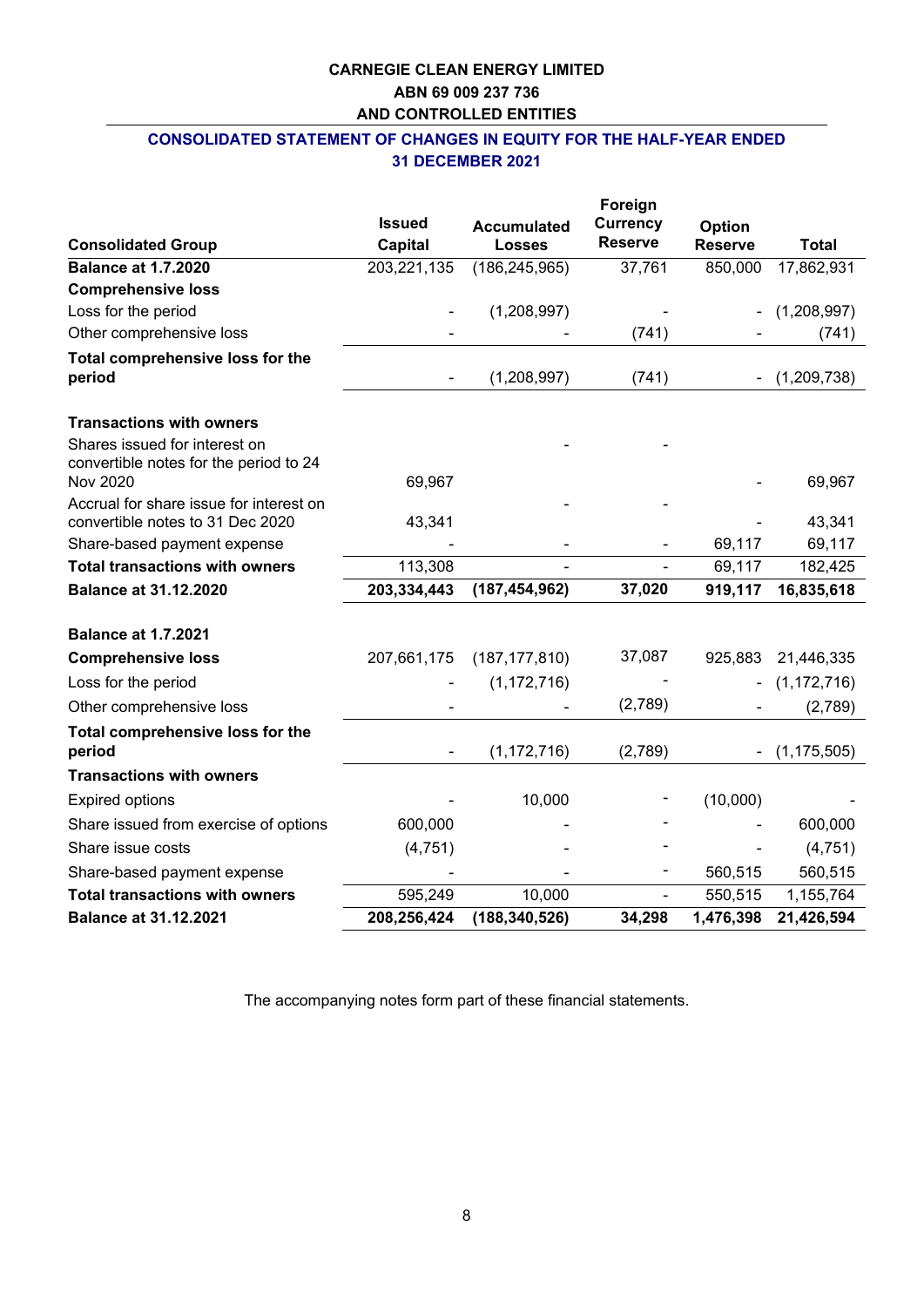**CARNEGIE CLEAN ENERGY LIMITED**
**ABN 69 009 237 736**
**AND CONTROLLED ENTITIES**

## CONSOLIDATED STATEMENT OF CHANGES IN EQUITY FOR THE HALF-YEAR ENDED 31 DECEMBER 2021

| Consolidated Group | Issued Capital | Accumulated Losses | Foreign Currency Reserve | Option Reserve | Total |
|---|---|---|---|---|---|
| **Balance at 1.7.2020** | 203,221,135 | (186,245,965) | 37,761 | 850,000 | 17,862,931 |
| **Comprehensive loss** | | | | | |
| Loss for the period | - | (1,208,997) | - | - | (1,208,997) |
| Other comprehensive loss | - | - | (741) | - | (741) |
| **Total comprehensive loss for the period** | - | (1,208,997) | (741) | - | (1,209,738) |
| **Transactions with owners** | | | | | |
| Shares issued for interest on convertible notes for the period to 24 Nov 2020 | 69,967 | - | - | - | 69,967 |
| Accrual for share issue for interest on convertible notes to 31 Dec 2020 | 43,341 | - | - | - | 43,341 |
| Share-based payment expense | - | - | - | 69,117 | 69,117 |
| **Total transactions with owners** | 113,308 | - | - | 69,117 | 182,425 |
| **Balance at 31.12.2020** | **203,334,443** | **(187,454,962)** | **37,020** | **919,117** | **16,835,618** |
| | | | | | |
| **Balance at 1.7.2021** | | | | | |
| **Comprehensive loss** | 207,661,175 | (187,177,810) | 37,087 | 925,883 | 21,446,335 |
| Loss for the period | - | (1,172,716) | - | - | (1,172,716) |
| Other comprehensive loss | - | - | (2,789) | - | (2,789) |
| **Total comprehensive loss for the period** | - | (1,172,716) | (2,789) | - | (1,175,505) |
| **Transactions with owners** | | | | | |
| Expired options | - | 10,000 | - | (10,000) | - |
| Share issued from exercise of options | 600,000 | - | - | - | 600,000 |
| Share issue costs | (4,751) | - | - | - | (4,751) |
| Share-based payment expense | - | - | - | 560,515 | 560,515 |
| **Total transactions with owners** | 595,249 | 10,000 | - | 550,515 | 1,155,764 |
| **Balance at 31.12.2021** | **208,256,424** | **(188,340,526)** | **34,298** | **1,476,398** | **21,426,594** |

The accompanying notes form part of these financial statements.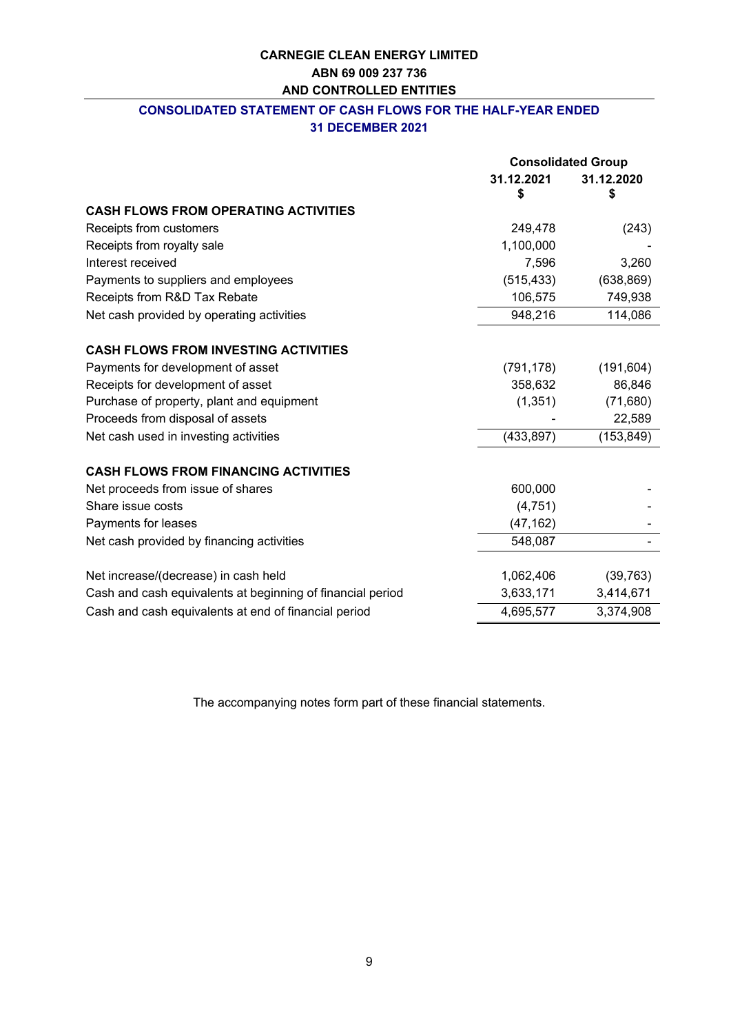**CARNEGIE CLEAN ENERGY LIMITED**
**ABN 69 009 237 736**
**AND CONTROLLED ENTITIES**

## CONSOLIDATED STATEMENT OF CASH FLOWS FOR THE HALF-YEAR ENDED 31 DECEMBER 2021

| | Consolidated Group | |
|---|---|---|
| | **31.12.2021** **$** | **31.12.2020** **$** |
| **CASH FLOWS FROM OPERATING ACTIVITIES** | | |
| Receipts from customers | 249,478 | (243) |
| Receipts from royalty sale | 1,100,000 | - |
| Interest received | 7,596 | 3,260 |
| Payments to suppliers and employees | (515,433) | (638,869) |
| Receipts from R&D Tax Rebate | 106,575 | 749,938 |
| Net cash provided by operating activities | 948,216 | 114,086 |
| | | |
| **CASH FLOWS FROM INVESTING ACTIVITIES** | | |
| Payments for development of asset | (791,178) | (191,604) |
| Receipts for development of asset | 358,632 | 86,846 |
| Purchase of property, plant and equipment | (1,351) | (71,680) |
| Proceeds from disposal of assets | - | 22,589 |
| Net cash used in investing activities | (433,897) | (153,849) |
| | | |
| **CASH FLOWS FROM FINANCING ACTIVITIES** | | |
| Net proceeds from issue of shares | 600,000 | - |
| Share issue costs | (4,751) | - |
| Payments for leases | (47,162) | - |
| Net cash provided by financing activities | 548,087 | - |
| | | |
| Net increase/(decrease) in cash held | 1,062,406 | (39,763) |
| Cash and cash equivalents at beginning of financial period | 3,633,171 | 3,414,671 |
| Cash and cash equivalents at end of financial period | 4,695,577 | 3,374,908 |

The accompanying notes form part of these financial statements.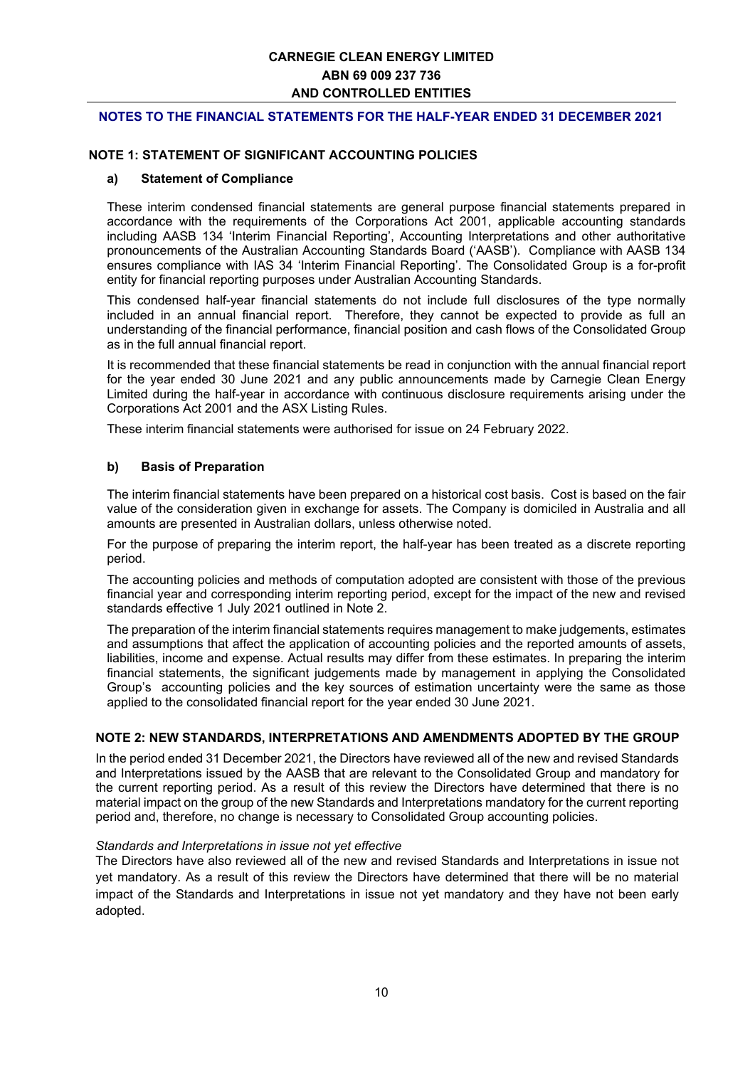# CARNEGIE CLEAN ENERGY LIMITED
## ABN 69 009 237 736
## AND CONTROLLED ENTITIES

## NOTES TO THE FINANCIAL STATEMENTS FOR THE HALF-YEAR ENDED 31 DECEMBER 2021

### NOTE 1: STATEMENT OF SIGNIFICANT ACCOUNTING POLICIES

#### a) Statement of Compliance

These interim condensed financial statements are general purpose financial statements prepared in accordance with the requirements of the Corporations Act 2001, applicable accounting standards including AASB 134 'Interim Financial Reporting', Accounting Interpretations and other authoritative pronouncements of the Australian Accounting Standards Board ('AASB'). Compliance with AASB 134 ensures compliance with IAS 34 'Interim Financial Reporting'. The Consolidated Group is a for-profit entity for financial reporting purposes under Australian Accounting Standards.

This condensed half-year financial statements do not include full disclosures of the type normally included in an annual financial report. Therefore, they cannot be expected to provide as full an understanding of the financial performance, financial position and cash flows of the Consolidated Group as in the full annual financial report.

It is recommended that these financial statements be read in conjunction with the annual financial report for the year ended 30 June 2021 and any public announcements made by Carnegie Clean Energy Limited during the half-year in accordance with continuous disclosure requirements arising under the Corporations Act 2001 and the ASX Listing Rules.

These interim financial statements were authorised for issue on 24 February 2022.

#### b) Basis of Preparation

The interim financial statements have been prepared on a historical cost basis. Cost is based on the fair value of the consideration given in exchange for assets. The Company is domiciled in Australia and all amounts are presented in Australian dollars, unless otherwise noted.

For the purpose of preparing the interim report, the half-year has been treated as a discrete reporting period.

The accounting policies and methods of computation adopted are consistent with those of the previous financial year and corresponding interim reporting period, except for the impact of the new and revised standards effective 1 July 2021 outlined in Note 2.

The preparation of the interim financial statements requires management to make judgements, estimates and assumptions that affect the application of accounting policies and the reported amounts of assets, liabilities, income and expense. Actual results may differ from these estimates. In preparing the interim financial statements, the significant judgements made by management in applying the Consolidated Group's accounting policies and the key sources of estimation uncertainty were the same as those applied to the consolidated financial report for the year ended 30 June 2021.

### NOTE 2: NEW STANDARDS, INTERPRETATIONS AND AMENDMENTS ADOPTED BY THE GROUP

In the period ended 31 December 2021, the Directors have reviewed all of the new and revised Standards and Interpretations issued by the AASB that are relevant to the Consolidated Group and mandatory for the current reporting period. As a result of this review the Directors have determined that there is no material impact on the group of the new Standards and Interpretations mandatory for the current reporting period and, therefore, no change is necessary to Consolidated Group accounting policies.

*Standards and Interpretations in issue not yet effective*

The Directors have also reviewed all of the new and revised Standards and Interpretations in issue not yet mandatory. As a result of this review the Directors have determined that there will be no material impact of the Standards and Interpretations in issue not yet mandatory and they have not been early adopted.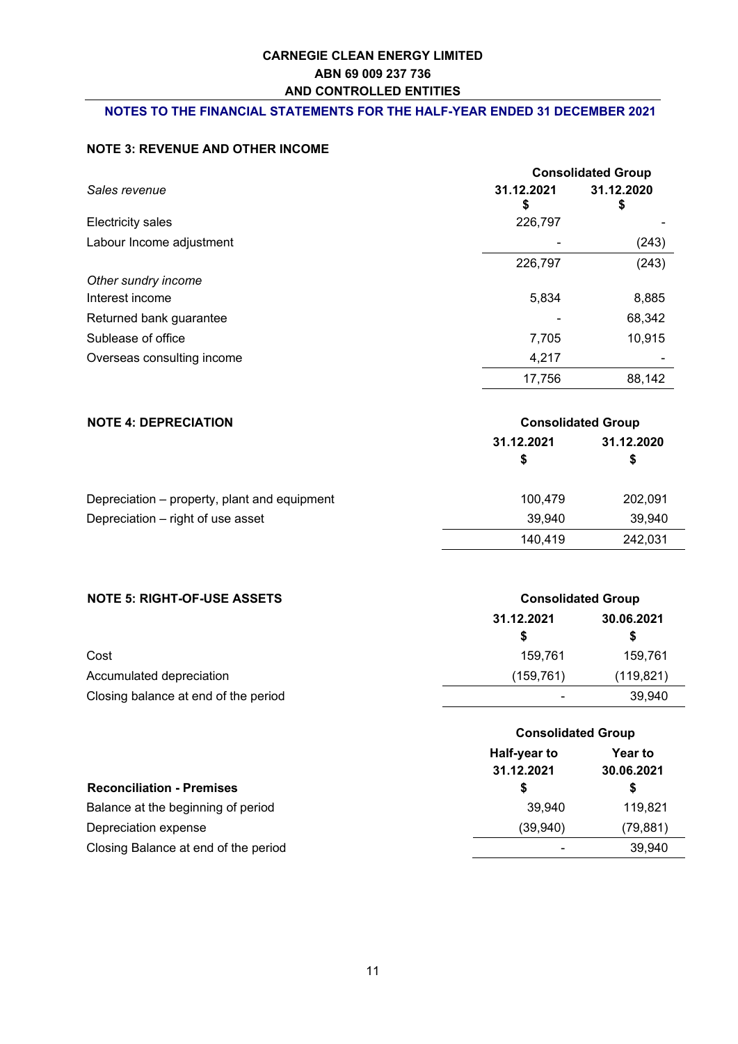# CARNEGIE CLEAN ENERGY LIMITED
## ABN 69 009 237 736
## AND CONTROLLED ENTITIES

**NOTES TO THE FINANCIAL STATEMENTS FOR THE HALF-YEAR ENDED 31 DECEMBER 2021**

### NOTE 3: REVENUE AND OTHER INCOME

| | Consolidated Group | |
|---|---|---|
| *Sales revenue* | 31.12.2021<br>$ | 31.12.2020<br>$ |
| Electricity sales | 226,797 | - |
| Labour Income adjustment | - | (243) |
| | 226,797 | (243) |
| *Other sundry income* | | |
| Interest income | 5,834 | 8,885 |
| Returned bank guarantee | - | 68,342 |
| Sublease of office | 7,705 | 10,915 |
| Overseas consulting income | 4,217 | - |
| | 17,756 | 88,142 |

### NOTE 4: DEPRECIATION

| | Consolidated Group | |
|---|---|---|
| | 31.12.2021<br>$ | 31.12.2020<br>$ |
| Depreciation – property, plant and equipment | 100,479 | 202,091 |
| Depreciation – right of use asset | 39,940 | 39,940 |
| | 140,419 | 242,031 |

### NOTE 5: RIGHT-OF-USE ASSETS

| | Consolidated Group | |
|---|---|---|
| | 31.12.2021<br>$ | 30.06.2021<br>$ |
| Cost | 159,761 | 159,761 |
| Accumulated depreciation | (159,761) | (119,821) |
| Closing balance at end of the period | - | 39,940 |

| | Consolidated Group | |
|---|---|---|
| **Reconciliation - Premises** | Half-year to<br>31.12.2021<br>$ | Year to<br>30.06.2021<br>$ |
| Balance at the beginning of period | 39,940 | 119,821 |
| Depreciation expense | (39,940) | (79,881) |
| Closing Balance at end of the period | - | 39,940 |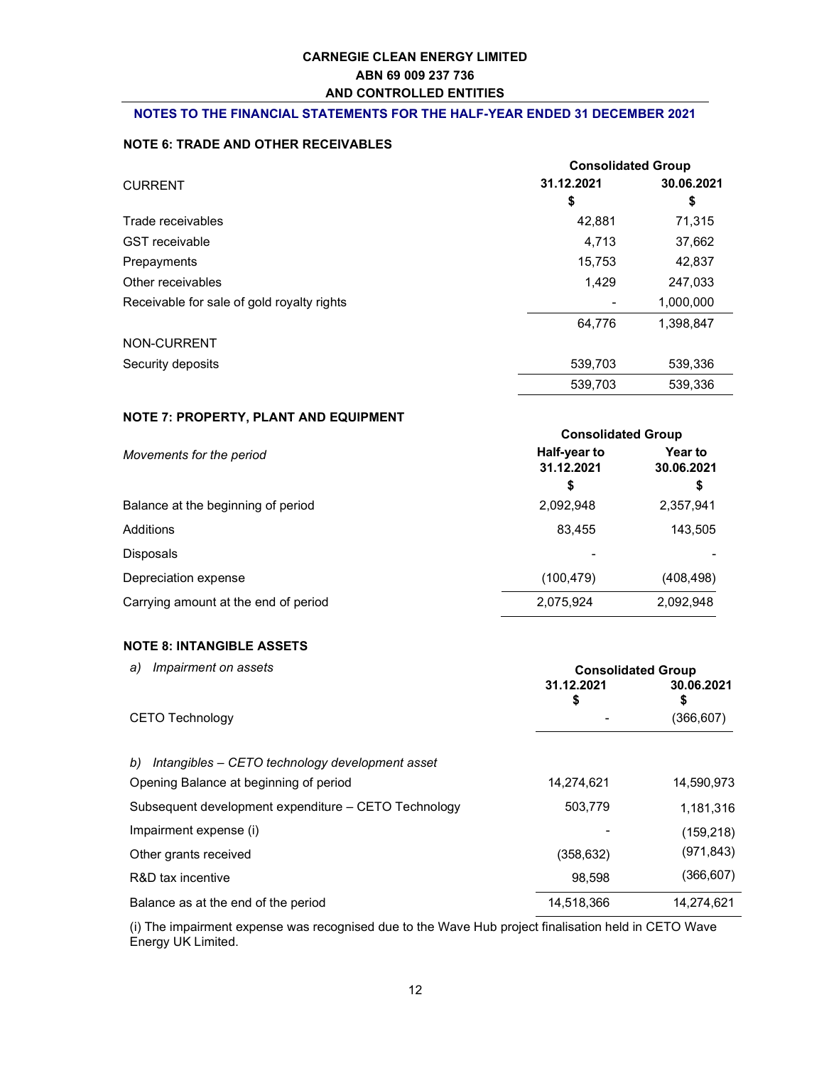**NOTES TO THE FINANCIAL STATEMENTS FOR THE HALF-YEAR ENDED 31 DECEMBER 2021**

## NOTE 6: TRADE AND OTHER RECEIVABLES

| | Consolidated Group | |
|---|---|---|
| CURRENT | 31.12.2021<br>$ | 30.06.2021<br>$ |
| Trade receivables | 42,881 | 71,315 |
| GST receivable | 4,713 | 37,662 |
| Prepayments | 15,753 | 42,837 |
| Other receivables | 1,429 | 247,033 |
| Receivable for sale of gold royalty rights | - | 1,000,000 |
| | 64,776 | 1,398,847 |
| NON-CURRENT | | |
| Security deposits | 539,703 | 539,336 |
| | 539,703 | 539,336 |

## NOTE 7: PROPERTY, PLANT AND EQUIPMENT

| | Consolidated Group | |
|---|---|---|
| *Movements for the period* | Half-year to 31.12.2021<br>$ | Year to 30.06.2021<br>$ |
| Balance at the beginning of period | 2,092,948 | 2,357,941 |
| Additions | 83,455 | 143,505 |
| Disposals | - | - |
| Depreciation expense | (100,479) | (408,498) |
| Carrying amount at the end of period | 2,075,924 | 2,092,948 |

## NOTE 8: INTANGIBLE ASSETS

| a) *Impairment on assets* | Consolidated Group | |
|---|---|---|
| | 31.12.2021<br>$ | 30.06.2021<br>$ |
| CETO Technology | - | (366,607) |

| b) *Intangibles – CETO technology development asset* | 31.12.2021 | 30.06.2021 |
|---|---|---|
| Opening Balance at beginning of period | 14,274,621 | 14,590,973 |
| Subsequent development expenditure – CETO Technology | 503,779 | 1,181,316 |
| Impairment expense (i) | - | (159,218) |
| Other grants received | (358,632) | (971,843) |
| R&D tax incentive | 98,598 | (366,607) |
| Balance as at the end of the period | 14,518,366 | 14,274,621 |

(i) The impairment expense was recognised due to the Wave Hub project finalisation held in CETO Wave Energy UK Limited.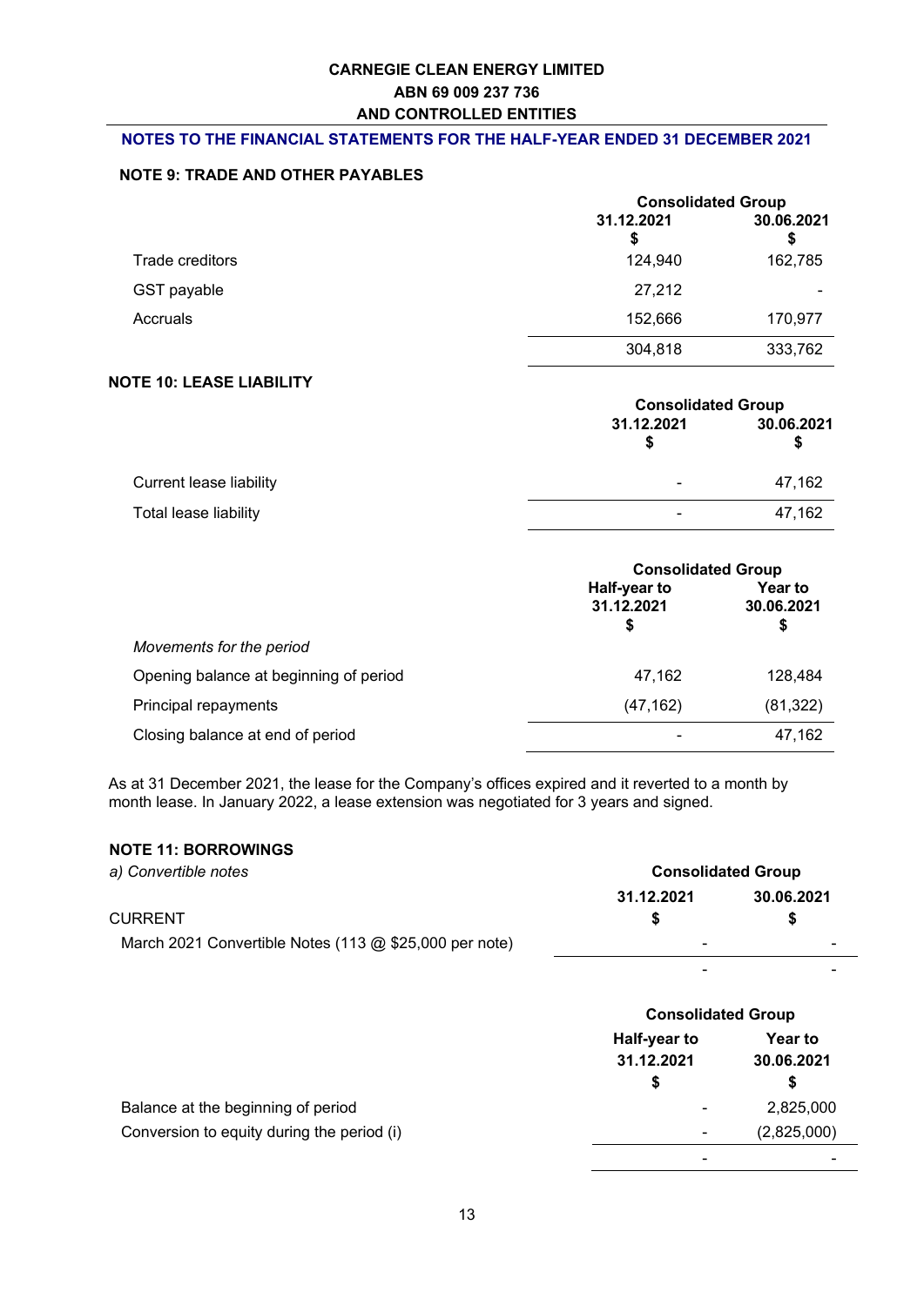CARNEGIE CLEAN ENERGY LIMITED
ABN 69 009 237 736
AND CONTROLLED ENTITIES

## NOTES TO THE FINANCIAL STATEMENTS FOR THE HALF-YEAR ENDED 31 DECEMBER 2021

### NOTE 9: TRADE AND OTHER PAYABLES

| | Consolidated Group | |
|---|---|---|
| | 31.12.2021<br>$ | 30.06.2021<br>$ |
| Trade creditors | 124,940 | 162,785 |
| GST payable | 27,212 | - |
| Accruals | 152,666 | 170,977 |
| | 304,818 | 333,762 |

### NOTE 10: LEASE LIABILITY

| | Consolidated Group | |
|---|---|---|
| | 31.12.2021<br>$ | 30.06.2021<br>$ |
| Current lease liability | - | 47,162 |
| Total lease liability | - | 47,162 |

| | Consolidated Group | |
|---|---|---|
| | Half-year to 31.12.2021<br>$ | Year to 30.06.2021<br>$ |
| *Movements for the period* | | |
| Opening balance at beginning of period | 47,162 | 128,484 |
| Principal repayments | (47,162) | (81,322) |
| Closing balance at end of period | - | 47,162 |

As at 31 December 2021, the lease for the Company's offices expired and it reverted to a month by month lease. In January 2022, a lease extension was negotiated for 3 years and signed.

### NOTE 11: BORROWINGS

*a) Convertible notes*

| | Consolidated Group | |
|---|---|---|
| CURRENT | 31.12.2021<br>$ | 30.06.2021<br>$ |
| March 2021 Convertible Notes (113 @ $25,000 per note) | - | - |
| | - | - |

| | Consolidated Group | |
|---|---|---|
| | Half-year to 31.12.2021<br>$ | Year to 30.06.2021<br>$ |
| Balance at the beginning of period | - | 2,825,000 |
| Conversion to equity during the period (i) | - | (2,825,000) |
| | - | - |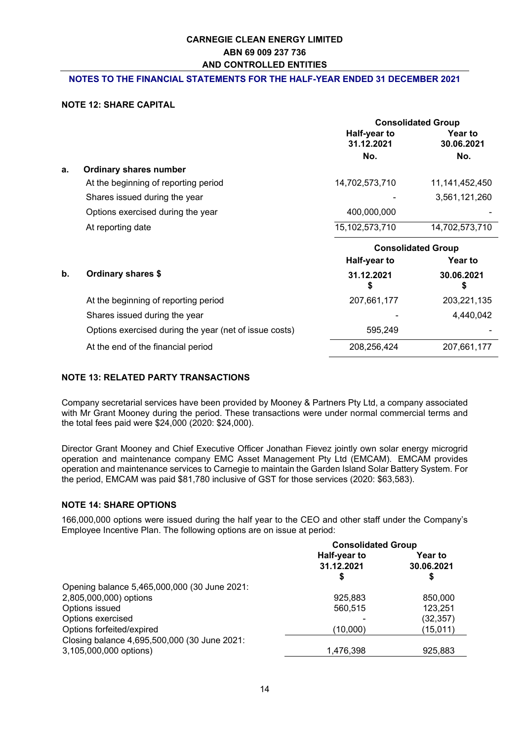CARNEGIE CLEAN ENERGY LIMITED
ABN 69 009 237 736
AND CONTROLLED ENTITIES

**NOTES TO THE FINANCIAL STATEMENTS FOR THE HALF-YEAR ENDED 31 DECEMBER 2021**

## NOTE 12: SHARE CAPITAL

| | | Consolidated Group | |
|---|---|---|---|
| | | Half-year to 31.12.2021 | Year to 30.06.2021 |
| | | No. | No. |
| **a.** | **Ordinary shares number** | | |
| | At the beginning of reporting period | 14,702,573,710 | 11,141,452,450 |
| | Shares issued during the year | - | 3,561,121,260 |
| | Options exercised during the year | 400,000,000 | - |
| | At reporting date | 15,102,573,710 | 14,702,573,710 |

| | | Consolidated Group | |
|---|---|---|---|
| | | Half-year to | Year to |
| **b.** | **Ordinary shares $** | 31.12.2021<br>$ | 30.06.2021<br>$ |
| | At the beginning of reporting period | 207,661,177 | 203,221,135 |
| | Shares issued during the year | - | 4,440,042 |
| | Options exercised during the year (net of issue costs) | 595,249 | - |
| | At the end of the financial period | 208,256,424 | 207,661,177 |

## NOTE 13: RELATED PARTY TRANSACTIONS

Company secretarial services have been provided by Mooney & Partners Pty Ltd, a company associated with Mr Grant Mooney during the period. These transactions were under normal commercial terms and the total fees paid were $24,000 (2020: $24,000).

Director Grant Mooney and Chief Executive Officer Jonathan Fievez jointly own solar energy microgrid operation and maintenance company EMC Asset Management Pty Ltd (EMCAM). EMCAM provides operation and maintenance services to Carnegie to maintain the Garden Island Solar Battery System. For the period, EMCAM was paid $81,780 inclusive of GST for those services (2020: $63,583).

## NOTE 14: SHARE OPTIONS

166,000,000 options were issued during the half year to the CEO and other staff under the Company's Employee Incentive Plan. The following options are on issue at period:

| | Consolidated Group | |
|---|---|---|
| | Half-year to 31.12.2021<br>$ | Year to 30.06.2021<br>$ |
| Opening balance 5,465,000,000 (30 June 2021: 2,805,000,000) options | 925,883 | 850,000 |
| Options issued | 560,515 | 123,251 |
| Options exercised | - | (32,357) |
| Options forfeited/expired | (10,000) | (15,011) |
| Closing balance 4,695,500,000 (30 June 2021: 3,105,000,000 options) | 1,476,398 | 925,883 |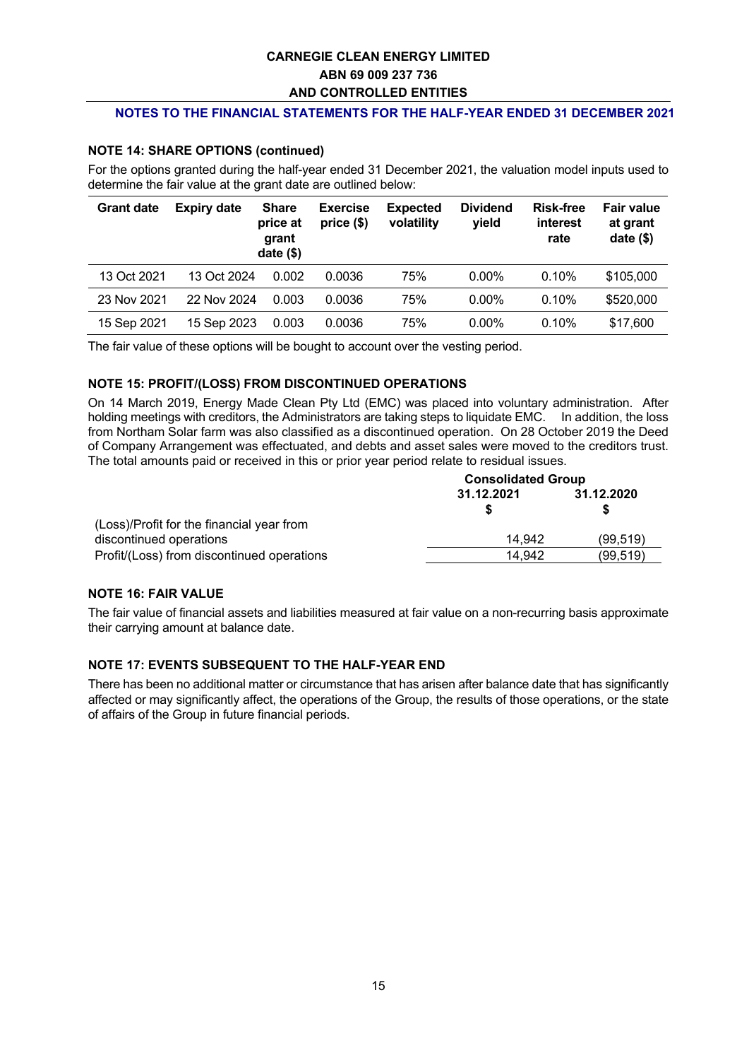CARNEGIE CLEAN ENERGY LIMITED
ABN 69 009 237 736
AND CONTROLLED ENTITIES

**NOTES TO THE FINANCIAL STATEMENTS FOR THE HALF-YEAR ENDED 31 DECEMBER 2021**

**NOTE 14: SHARE OPTIONS (continued)**

For the options granted during the half-year ended 31 December 2021, the valuation model inputs used to determine the fair value at the grant date are outlined below:

| Grant date | Expiry date | Share price at grant date ($) | Exercise price ($) | Expected volatility | Dividend yield | Risk-free interest rate | Fair value at grant date ($) |
|---|---|---|---|---|---|---|---|
| 13 Oct 2021 | 13 Oct 2024 | 0.002 | 0.0036 | 75% | 0.00% | 0.10% | $105,000 |
| 23 Nov 2021 | 22 Nov 2024 | 0.003 | 0.0036 | 75% | 0.00% | 0.10% | $520,000 |
| 15 Sep 2021 | 15 Sep 2023 | 0.003 | 0.0036 | 75% | 0.00% | 0.10% | $17,600 |

The fair value of these options will be bought to account over the vesting period.

**NOTE 15: PROFIT/(LOSS) FROM DISCONTINUED OPERATIONS**

On 14 March 2019, Energy Made Clean Pty Ltd (EMC) was placed into voluntary administration. After holding meetings with creditors, the Administrators are taking steps to liquidate EMC. In addition, the loss from Northam Solar farm was also classified as a discontinued operation. On 28 October 2019 the Deed of Company Arrangement was effectuated, and debts and asset sales were moved to the creditors trust. The total amounts paid or received in this or prior year period relate to residual issues.

| | Consolidated Group | |
|---|---|---|
| | 31.12.2021 | 31.12.2020 |
| | $ | $ |
| (Loss)/Profit for the financial year from discontinued operations | 14,942 | (99,519) |
| Profit/(Loss) from discontinued operations | 14,942 | (99,519) |

**NOTE 16: FAIR VALUE**

The fair value of financial assets and liabilities measured at fair value on a non-recurring basis approximate their carrying amount at balance date.

**NOTE 17: EVENTS SUBSEQUENT TO THE HALF-YEAR END**

There has been no additional matter or circumstance that has arisen after balance date that has significantly affected or may significantly affect, the operations of the Group, the results of those operations, or the state of affairs of the Group in future financial periods.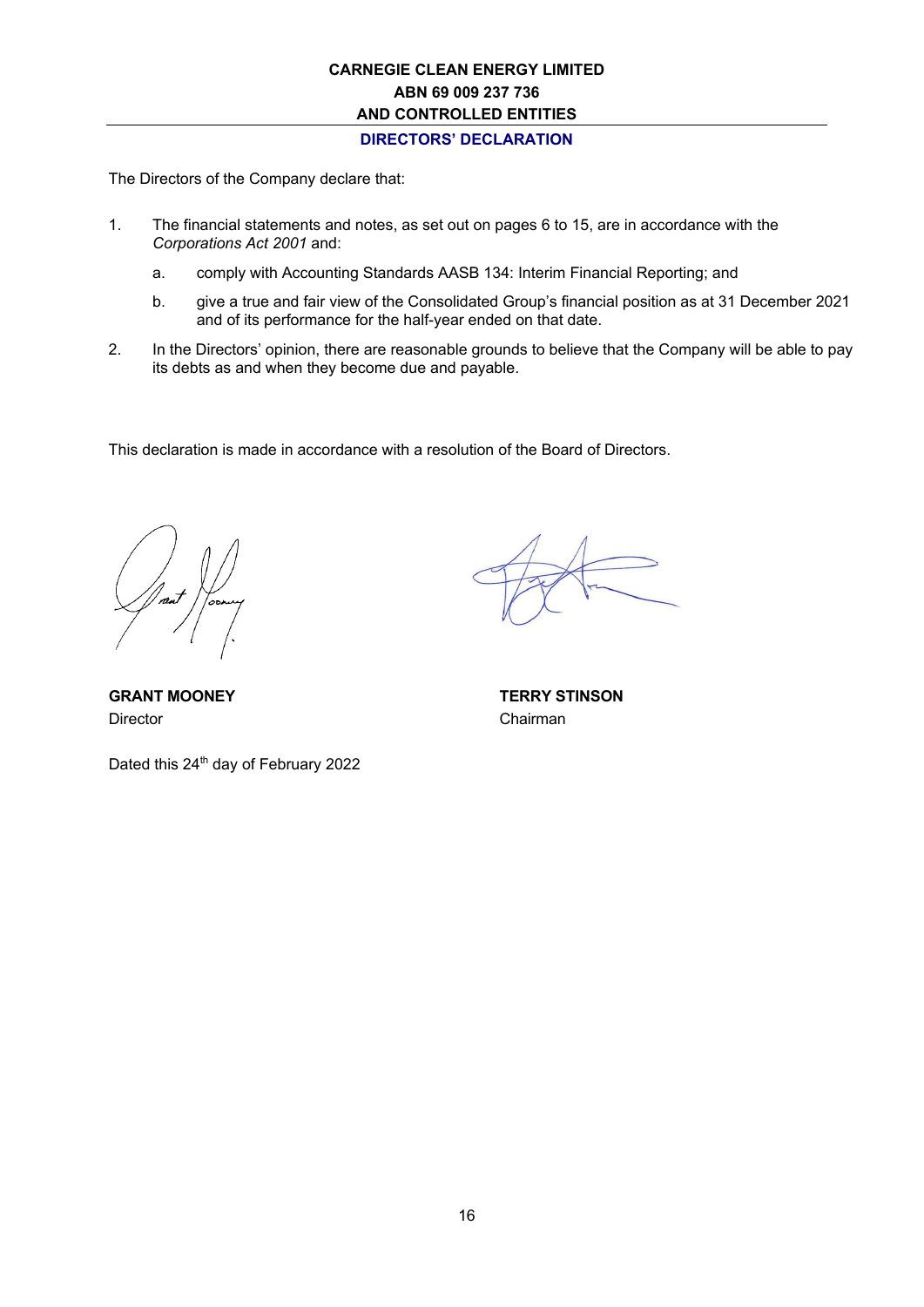**CARNEGIE CLEAN ENERGY LIMITED**
**ABN 69 009 237 736**
**AND CONTROLLED ENTITIES**

## DIRECTORS' DECLARATION

The Directors of the Company declare that:

1. The financial statements and notes, as set out on pages 6 to 15, are in accordance with the *Corporations Act 2001* and:

   a. comply with Accounting Standards AASB 134: Interim Financial Reporting; and

   b. give a true and fair view of the Consolidated Group's financial position as at 31 December 2021 and of its performance for the half-year ended on that date.

2. In the Directors' opinion, there are reasonable grounds to believe that the Company will be able to pay its debts as and when they become due and payable.

This declaration is made in accordance with a resolution of the Board of Directors.

**GRANT MOONEY**
Director

**TERRY STINSON**
Chairman

Dated this 24th day of February 2022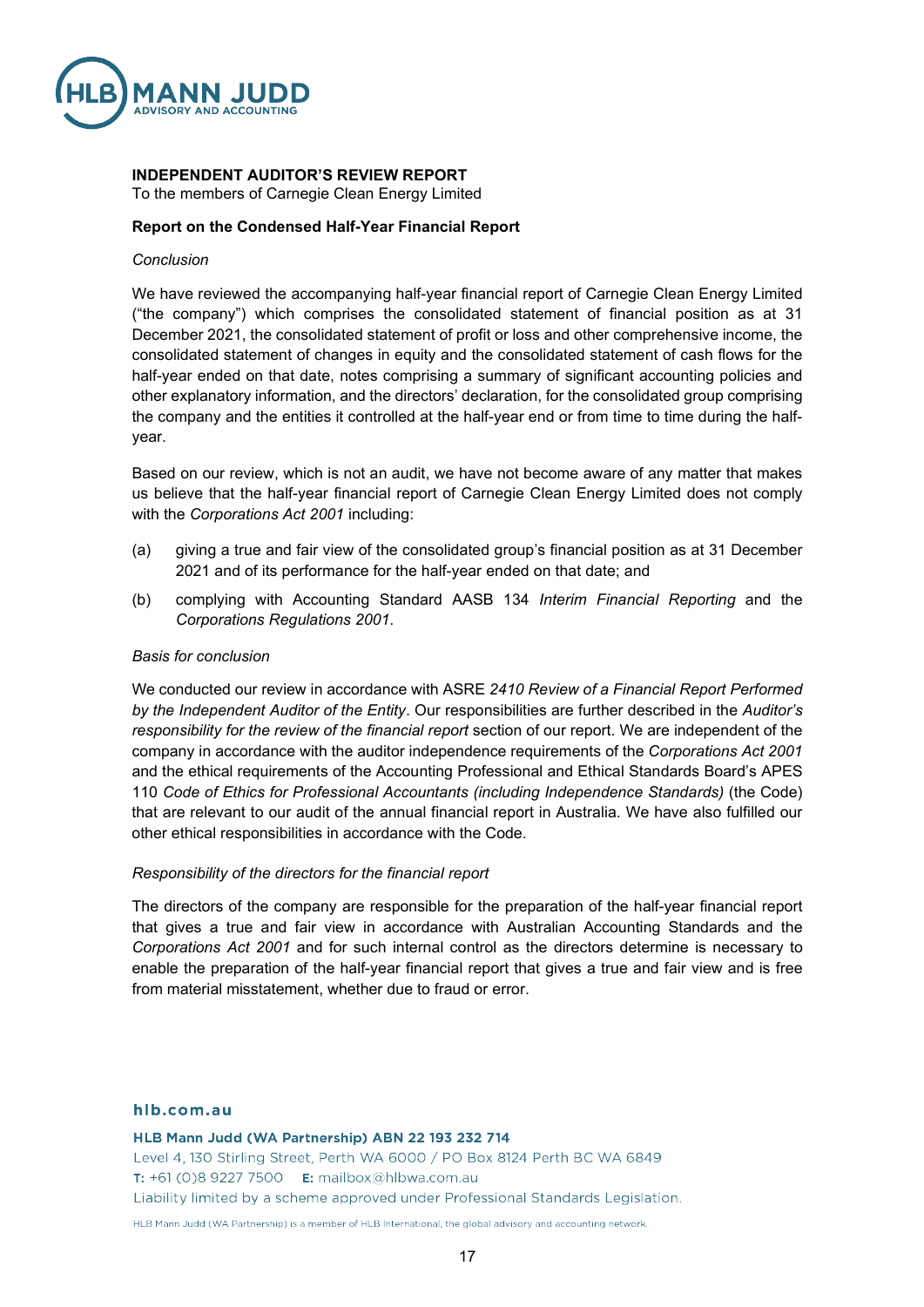## INDEPENDENT AUDITOR'S REVIEW REPORT

To the members of Carnegie Clean Energy Limited

### Report on the Condensed Half-Year Financial Report

*Conclusion*

We have reviewed the accompanying half-year financial report of Carnegie Clean Energy Limited ("the company") which comprises the consolidated statement of financial position as at 31 December 2021, the consolidated statement of profit or loss and other comprehensive income, the consolidated statement of changes in equity and the consolidated statement of cash flows for the half-year ended on that date, notes comprising a summary of significant accounting policies and other explanatory information, and the directors' declaration, for the consolidated group comprising the company and the entities it controlled at the half-year end or from time to time during the half-year.

Based on our review, which is not an audit, we have not become aware of any matter that makes us believe that the half-year financial report of Carnegie Clean Energy Limited does not comply with the *Corporations Act 2001* including:

(a) giving a true and fair view of the consolidated group's financial position as at 31 December 2021 and of its performance for the half-year ended on that date; and

(b) complying with Accounting Standard AASB 134 *Interim Financial Reporting* and the *Corporations Regulations 2001*.

*Basis for conclusion*

We conducted our review in accordance with ASRE *2410 Review of a Financial Report Performed by the Independent Auditor of the Entity*. Our responsibilities are further described in the *Auditor's responsibility for the review of the financial report* section of our report. We are independent of the company in accordance with the auditor independence requirements of the *Corporations Act 2001* and the ethical requirements of the Accounting Professional and Ethical Standards Board's APES 110 *Code of Ethics for Professional Accountants (including Independence Standards)* (the Code) that are relevant to our audit of the annual financial report in Australia. We have also fulfilled our other ethical responsibilities in accordance with the Code.

*Responsibility of the directors for the financial report*

The directors of the company are responsible for the preparation of the half-year financial report that gives a true and fair view in accordance with Australian Accounting Standards and the *Corporations Act 2001* and for such internal control as the directors determine is necessary to enable the preparation of the half-year financial report that gives a true and fair view and is free from material misstatement, whether due to fraud or error.

hlb.com.au

**HLB Mann Judd (WA Partnership) ABN 22 193 232 714**
Level 4, 130 Stirling Street, Perth WA 6000 / PO Box 8124 Perth BC WA 6849
T: +61 (0)8 9227 7500 E: mailbox@hlbwa.com.au
Liability limited by a scheme approved under Professional Standards Legislation.

HLB Mann Judd (WA Partnership) is a member of HLB International, the global advisory and accounting network.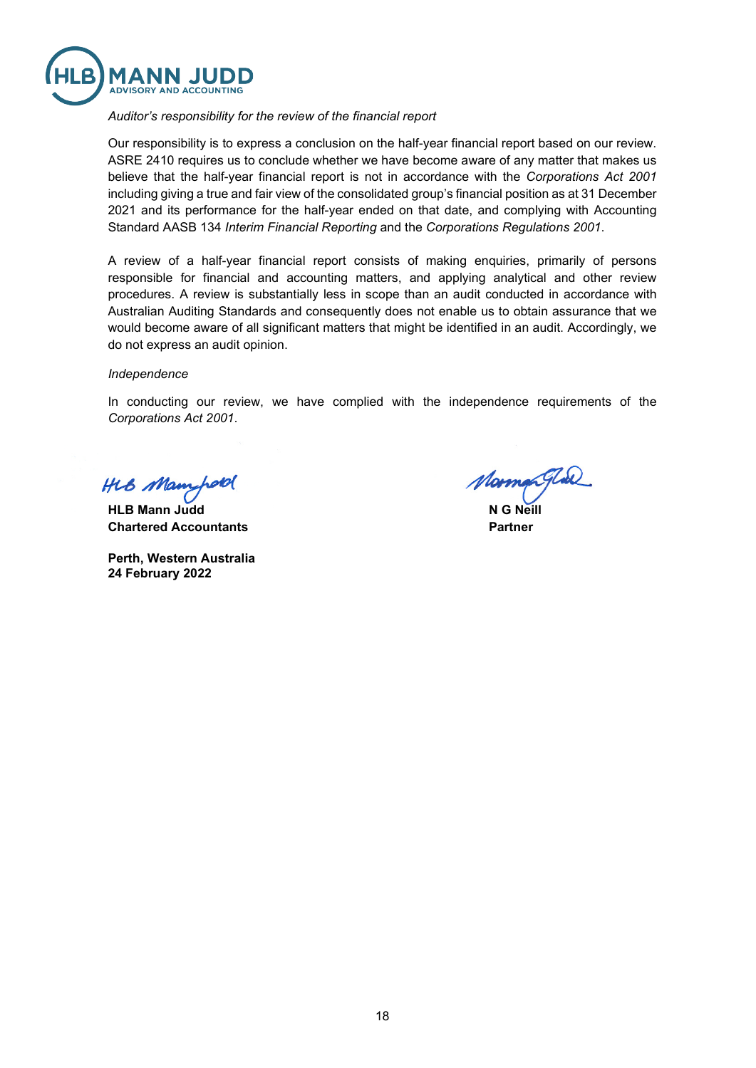*Auditor's responsibility for the review of the financial report*

Our responsibility is to express a conclusion on the half-year financial report based on our review. ASRE 2410 requires us to conclude whether we have become aware of any matter that makes us believe that the half-year financial report is not in accordance with the *Corporations Act 2001* including giving a true and fair view of the consolidated group's financial position as at 31 December 2021 and its performance for the half-year ended on that date, and complying with Accounting Standard AASB 134 *Interim Financial Reporting* and the *Corporations Regulations 2001*.

A review of a half-year financial report consists of making enquiries, primarily of persons responsible for financial and accounting matters, and applying analytical and other review procedures. A review is substantially less in scope than an audit conducted in accordance with Australian Auditing Standards and consequently does not enable us to obtain assurance that we would become aware of all significant matters that might be identified in an audit. Accordingly, we do not express an audit opinion.

*Independence*

In conducting our review, we have complied with the independence requirements of the *Corporations Act 2001*.

**HLB Mann Judd**
**Chartered Accountants**

**Perth, Western Australia**
**24 February 2022**

**N G Neill**
**Partner**